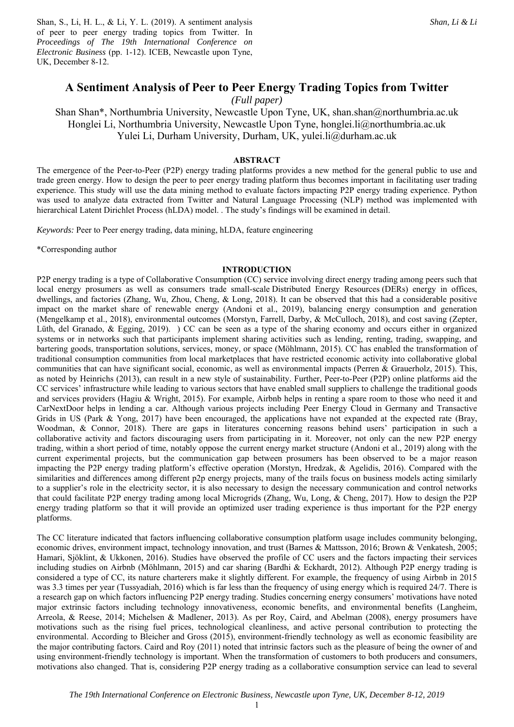Shan, S., Li, H. L., & Li, Y. L. (2019). A sentiment analysis of peer to peer energy trading topics from Twitter. In *Proceedings of The 19th International Conference on Electronic Business* (pp. 1-12). ICEB, Newcastle upon Tyne, UK, December 8-12.

# A Sentiment Analysis of Peer to Peer Energy Trading Topics from Twitter

*(Full paper)*

Shan Shan*, Northumbria University, Newcastle Upon Tyne, UK, shan.shan@northumbria.ac.uk
Honglei Li, Northumbria University, Newcastle Upon Tyne, honglei.li@northumbria.ac.uk
Yulei Li, Durham University, Durham, UK, yulei.li@durham.ac.uk

## ABSTRACT

The emergence of the Peer-to-Peer (P2P) energy trading platforms provides a new method for the general public to use and trade green energy. How to design the peer to peer energy trading platform thus becomes important in facilitating user trading experience. This study will use the data mining method to evaluate factors impacting P2P energy trading experience. Python was used to analyze data extracted from Twitter and Natural Language Processing (NLP) method was implemented with hierarchical Latent Dirichlet Process (hLDA) model. . The study's findings will be examined in detail.

*Keywords:* Peer to Peer energy trading, data mining, hLDA, feature engineering

*Corresponding author

## INTRODUCTION

P2P energy trading is a type of Collaborative Consumption (CC) service involving direct energy trading among peers such that local energy prosumers as well as consumers trade small-scale Distributed Energy Resources (DERs) energy in offices, dwellings, and factories (Zhang, Wu, Zhou, Cheng, & Long, 2018). It can be observed that this had a considerable positive impact on the market share of renewable energy (Andoni et al., 2019), balancing energy consumption and generation (Mengelkamp et al., 2018), environmental outcomes (Morstyn, Farrell, Darby, & McCulloch, 2018), and cost saving (Zepter, Lüth, del Granado, & Egging, 2019). ) CC can be seen as a type of the sharing economy and occurs either in organized systems or in networks such that participants implement sharing activities such as lending, renting, trading, swapping, and bartering goods, transportation solutions, services, money, or space (Möhlmann, 2015). CC has enabled the transformation of traditional consumption communities from local marketplaces that have restricted economic activity into collaborative global communities that can have significant social, economic, as well as environmental impacts (Perren & Grauerholz, 2015). This, as noted by Heinrichs (2013), can result in a new style of sustainability. Further, Peer-to-Peer (P2P) online platforms aid the CC services' infrastructure while leading to various sectors that have enabled small suppliers to challenge the traditional goods and services providers (Hagiu & Wright, 2015). For example, Airbnb helps in renting a spare room to those who need it and CarNextDoor helps in lending a car. Although various projects including Peer Energy Cloud in Germany and Transactive Grids in US (Park & Yong, 2017) have been encouraged, the applications have not expanded at the expected rate (Bray, Woodman, & Connor, 2018). There are gaps in literatures concerning reasons behind users' participation in such a collaborative activity and factors discouraging users from participating in it. Moreover, not only can the new P2P energy trading, within a short period of time, notably oppose the current energy market structure (Andoni et al., 2019) along with the current experimental projects, but the communication gap between prosumers has been observed to be a major reason impacting the P2P energy trading platform's effective operation (Morstyn, Hredzak, & Agelidis, 2016). Compared with the similarities and differences among different p2p energy projects, many of the trails focus on business models acting similarly to a supplier's role in the electricity sector, it is also necessary to design the necessary communication and control networks that could facilitate P2P energy trading among local Microgrids (Zhang, Wu, Long, & Cheng, 2017). How to design the P2P energy trading platform so that it will provide an optimized user trading experience is thus important for the P2P energy platforms.

The CC literature indicated that factors influencing collaborative consumption platform usage includes community belonging, economic drives, environment impact, technology innovation, and trust (Barnes & Mattsson, 2016; Brown & Venkatesh, 2005; Hamari, Sjöklint, & Ukkonen, 2016). Studies have observed the profile of CC users and the factors impacting their services including studies on Airbnb (Möhlmann, 2015) and car sharing (Bardhi & Eckhardt, 2012). Although P2P energy trading is considered a type of CC, its nature charterers make it slightly different. For example, the frequency of using Airbnb in 2015 was 3.3 times per year (Tussyadiah, 2016) which is far less than the frequency of using energy which is required 24/7. There is a research gap on which factors influencing P2P energy trading. Studies concerning energy consumers' motivations have noted major extrinsic factors including technology innovativeness, economic benefits, and environmental benefits (Langheim, Arreola, & Reese, 2014; Michelsen & Madlener, 2013). As per Roy, Caird, and Abelman (2008), energy prosumers have motivations such as the rising fuel prices, technological cleanliness, and active personal contribution to protecting the environmental. According to Bleicher and Gross (2015), environment-friendly technology as well as economic feasibility are the major contributing factors. Caird and Roy (2011) noted that intrinsic factors such as the pleasure of being the owner of and using environment-friendly technology is important. When the transformation of customers to both producers and consumers, motivations also changed. That is, considering P2P energy trading as a collaborative consumption service can lead to several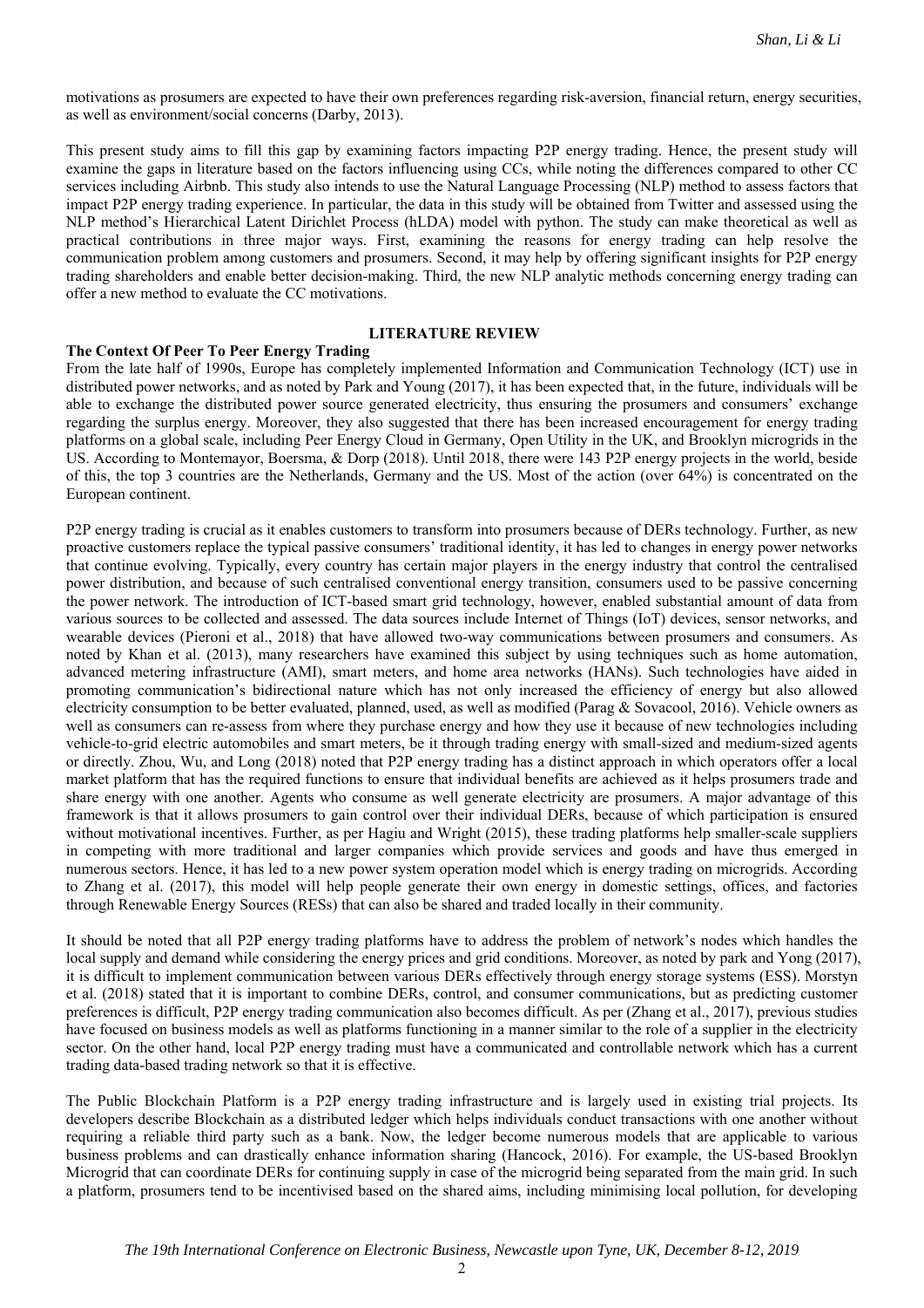motivations as prosumers are expected to have their own preferences regarding risk-aversion, financial return, energy securities, as well as environment/social concerns (Darby, 2013).

This present study aims to fill this gap by examining factors impacting P2P energy trading. Hence, the present study will examine the gaps in literature based on the factors influencing using CCs, while noting the differences compared to other CC services including Airbnb. This study also intends to use the Natural Language Processing (NLP) method to assess factors that impact P2P energy trading experience. In particular, the data in this study will be obtained from Twitter and assessed using the NLP method's Hierarchical Latent Dirichlet Process (hLDA) model with python. The study can make theoretical as well as practical contributions in three major ways. First, examining the reasons for energy trading can help resolve the communication problem among customers and prosumers. Second, it may help by offering significant insights for P2P energy trading shareholders and enable better decision-making. Third, the new NLP analytic methods concerning energy trading can offer a new method to evaluate the CC motivations.

## LITERATURE REVIEW

### The Context Of Peer To Peer Energy Trading

From the late half of 1990s, Europe has completely implemented Information and Communication Technology (ICT) use in distributed power networks, and as noted by Park and Young (2017), it has been expected that, in the future, individuals will be able to exchange the distributed power source generated electricity, thus ensuring the prosumers and consumers' exchange regarding the surplus energy. Moreover, they also suggested that there has been increased encouragement for energy trading platforms on a global scale, including Peer Energy Cloud in Germany, Open Utility in the UK, and Brooklyn microgrids in the US. According to Montemayor, Boersma, & Dorp (2018). Until 2018, there were 143 P2P energy projects in the world, beside of this, the top 3 countries are the Netherlands, Germany and the US. Most of the action (over 64%) is concentrated on the European continent.

P2P energy trading is crucial as it enables customers to transform into prosumers because of DERs technology. Further, as new proactive customers replace the typical passive consumers' traditional identity, it has led to changes in energy power networks that continue evolving. Typically, every country has certain major players in the energy industry that control the centralised power distribution, and because of such centralised conventional energy transition, consumers used to be passive concerning the power network. The introduction of ICT-based smart grid technology, however, enabled substantial amount of data from various sources to be collected and assessed. The data sources include Internet of Things (IoT) devices, sensor networks, and wearable devices (Pieroni et al., 2018) that have allowed two-way communications between prosumers and consumers. As noted by Khan et al. (2013), many researchers have examined this subject by using techniques such as home automation, advanced metering infrastructure (AMI), smart meters, and home area networks (HANs). Such technologies have aided in promoting communication's bidirectional nature which has not only increased the efficiency of energy but also allowed electricity consumption to be better evaluated, planned, used, as well as modified (Parag & Sovacool, 2016). Vehicle owners as well as consumers can re-assess from where they purchase energy and how they use it because of new technologies including vehicle-to-grid electric automobiles and smart meters, be it through trading energy with small-sized and medium-sized agents or directly. Zhou, Wu, and Long (2018) noted that P2P energy trading has a distinct approach in which operators offer a local market platform that has the required functions to ensure that individual benefits are achieved as it helps prosumers trade and share energy with one another. Agents who consume as well generate electricity are prosumers. A major advantage of this framework is that it allows prosumers to gain control over their individual DERs, because of which participation is ensured without motivational incentives. Further, as per Hagiu and Wright (2015), these trading platforms help smaller-scale suppliers in competing with more traditional and larger companies which provide services and goods and have thus emerged in numerous sectors. Hence, it has led to a new power system operation model which is energy trading on microgrids. According to Zhang et al. (2017), this model will help people generate their own energy in domestic settings, offices, and factories through Renewable Energy Sources (RESs) that can also be shared and traded locally in their community.

It should be noted that all P2P energy trading platforms have to address the problem of network's nodes which handles the local supply and demand while considering the energy prices and grid conditions. Moreover, as noted by park and Yong (2017), it is difficult to implement communication between various DERs effectively through energy storage systems (ESS). Morstyn et al. (2018) stated that it is important to combine DERs, control, and consumer communications, but as predicting customer preferences is difficult, P2P energy trading communication also becomes difficult. As per (Zhang et al., 2017), previous studies have focused on business models as well as platforms functioning in a manner similar to the role of a supplier in the electricity sector. On the other hand, local P2P energy trading must have a communicated and controllable network which has a current trading data-based trading network so that it is effective.

The Public Blockchain Platform is a P2P energy trading infrastructure and is largely used in existing trial projects. Its developers describe Blockchain as a distributed ledger which helps individuals conduct transactions with one another without requiring a reliable third party such as a bank. Now, the ledger become numerous models that are applicable to various business problems and can drastically enhance information sharing (Hancock, 2016). For example, the US-based Brooklyn Microgrid that can coordinate DERs for continuing supply in case of the microgrid being separated from the main grid. In such a platform, prosumers tend to be incentivised based on the shared aims, including minimising local pollution, for developing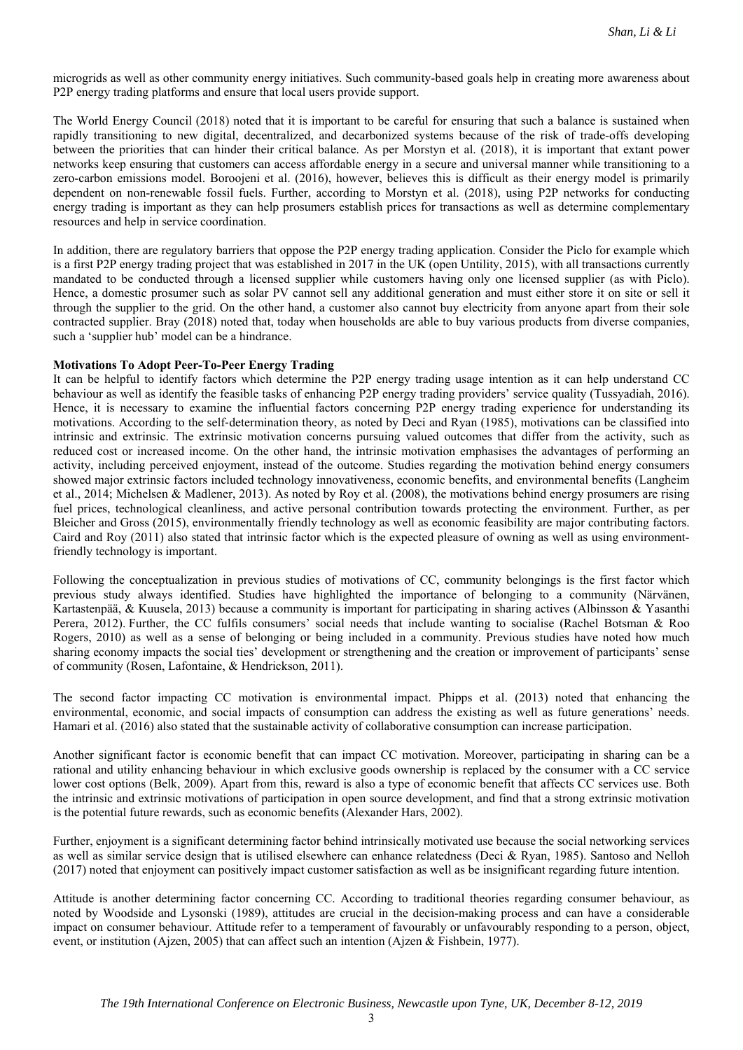microgrids as well as other community energy initiatives. Such community-based goals help in creating more awareness about P2P energy trading platforms and ensure that local users provide support.

The World Energy Council (2018) noted that it is important to be careful for ensuring that such a balance is sustained when rapidly transitioning to new digital, decentralized, and decarbonized systems because of the risk of trade-offs developing between the priorities that can hinder their critical balance. As per Morstyn et al. (2018), it is important that extant power networks keep ensuring that customers can access affordable energy in a secure and universal manner while transitioning to a zero-carbon emissions model. Boroojeni et al. (2016), however, believes this is difficult as their energy model is primarily dependent on non-renewable fossil fuels. Further, according to Morstyn et al. (2018), using P2P networks for conducting energy trading is important as they can help prosumers establish prices for transactions as well as determine complementary resources and help in service coordination.

In addition, there are regulatory barriers that oppose the P2P energy trading application. Consider the Piclo for example which is a first P2P energy trading project that was established in 2017 in the UK (open Untility, 2015), with all transactions currently mandated to be conducted through a licensed supplier while customers having only one licensed supplier (as with Piclo). Hence, a domestic prosumer such as solar PV cannot sell any additional generation and must either store it on site or sell it through the supplier to the grid. On the other hand, a customer also cannot buy electricity from anyone apart from their sole contracted supplier. Bray (2018) noted that, today when households are able to buy various products from diverse companies, such a 'supplier hub' model can be a hindrance.

**Motivations To Adopt Peer-To-Peer Energy Trading**

It can be helpful to identify factors which determine the P2P energy trading usage intention as it can help understand CC behaviour as well as identify the feasible tasks of enhancing P2P energy trading providers' service quality (Tussyadiah, 2016). Hence, it is necessary to examine the influential factors concerning P2P energy trading experience for understanding its motivations. According to the self-determination theory, as noted by Deci and Ryan (1985), motivations can be classified into intrinsic and extrinsic. The extrinsic motivation concerns pursuing valued outcomes that differ from the activity, such as reduced cost or increased income. On the other hand, the intrinsic motivation emphasises the advantages of performing an activity, including perceived enjoyment, instead of the outcome. Studies regarding the motivation behind energy consumers showed major extrinsic factors included technology innovativeness, economic benefits, and environmental benefits (Langheim et al., 2014; Michelsen & Madlener, 2013). As noted by Roy et al. (2008), the motivations behind energy prosumers are rising fuel prices, technological cleanliness, and active personal contribution towards protecting the environment. Further, as per Bleicher and Gross (2015), environmentally friendly technology as well as economic feasibility are major contributing factors. Caird and Roy (2011) also stated that intrinsic factor which is the expected pleasure of owning as well as using environment-friendly technology is important.

Following the conceptualization in previous studies of motivations of CC, community belongings is the first factor which previous study always identified. Studies have highlighted the importance of belonging to a community (Närvänen, Kartastenpää, & Kuusela, 2013) because a community is important for participating in sharing actives (Albinsson & Yasanthi Perera, 2012). Further, the CC fulfils consumers' social needs that include wanting to socialise (Rachel Botsman & Roo Rogers, 2010) as well as a sense of belonging or being included in a community. Previous studies have noted how much sharing economy impacts the social ties' development or strengthening and the creation or improvement of participants' sense of community (Rosen, Lafontaine, & Hendrickson, 2011).

The second factor impacting CC motivation is environmental impact. Phipps et al. (2013) noted that enhancing the environmental, economic, and social impacts of consumption can address the existing as well as future generations' needs. Hamari et al. (2016) also stated that the sustainable activity of collaborative consumption can increase participation.

Another significant factor is economic benefit that can impact CC motivation. Moreover, participating in sharing can be a rational and utility enhancing behaviour in which exclusive goods ownership is replaced by the consumer with a CC service lower cost options (Belk, 2009). Apart from this, reward is also a type of economic benefit that affects CC services use. Both the intrinsic and extrinsic motivations of participation in open source development, and find that a strong extrinsic motivation is the potential future rewards, such as economic benefits (Alexander Hars, 2002).

Further, enjoyment is a significant determining factor behind intrinsically motivated use because the social networking services as well as similar service design that is utilised elsewhere can enhance relatedness (Deci & Ryan, 1985). Santoso and Nelloh (2017) noted that enjoyment can positively impact customer satisfaction as well as be insignificant regarding future intention.

Attitude is another determining factor concerning CC. According to traditional theories regarding consumer behaviour, as noted by Woodside and Lysonski (1989), attitudes are crucial in the decision-making process and can have a considerable impact on consumer behaviour. Attitude refer to a temperament of favourably or unfavourably responding to a person, object, event, or institution (Ajzen, 2005) that can affect such an intention (Ajzen & Fishbein, 1977).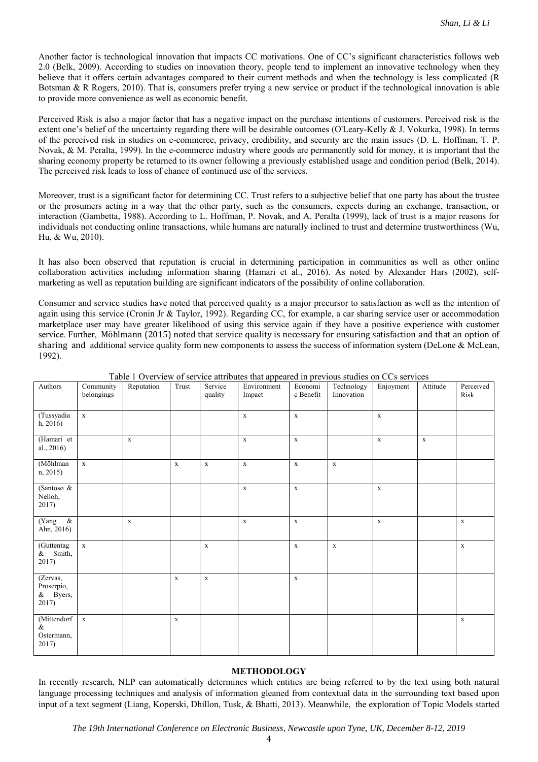Another factor is technological innovation that impacts CC motivations. One of CC's significant characteristics follows web 2.0 (Belk, 2009). According to studies on innovation theory, people tend to implement an innovative technology when they believe that it offers certain advantages compared to their current methods and when the technology is less complicated (R Botsman & R Rogers, 2010). That is, consumers prefer trying a new service or product if the technological innovation is able to provide more convenience as well as economic benefit.

Perceived Risk is also a major factor that has a negative impact on the purchase intentions of customers. Perceived risk is the extent one's belief of the uncertainty regarding there will be desirable outcomes (O'Leary-Kelly & J. Vokurka, 1998). In terms of the perceived risk in studies on e-commerce, privacy, credibility, and security are the main issues (D. L. Hoffman, T. P. Novak, & M. Peralta, 1999). In the e-commerce industry where goods are permanently sold for money, it is important that the sharing economy property be returned to its owner following a previously established usage and condition period (Belk, 2014). The perceived risk leads to loss of chance of continued use of the services.

Moreover, trust is a significant factor for determining CC. Trust refers to a subjective belief that one party has about the trustee or the prosumers acting in a way that the other party, such as the consumers, expects during an exchange, transaction, or interaction (Gambetta, 1988). According to L. Hoffman, P. Novak, and A. Peralta (1999), lack of trust is a major reasons for individuals not conducting online transactions, while humans are naturally inclined to trust and determine trustworthiness (Wu, Hu, & Wu, 2010).

It has also been observed that reputation is crucial in determining participation in communities as well as other online collaboration activities including information sharing (Hamari et al., 2016). As noted by Alexander Hars (2002), self-marketing as well as reputation building are significant indicators of the possibility of online collaboration.

Consumer and service studies have noted that perceived quality is a major precursor to satisfaction as well as the intention of again using this service (Cronin Jr & Taylor, 1992). Regarding CC, for example, a car sharing service user or accommodation marketplace user may have greater likelihood of using this service again if they have a positive experience with customer service. Further, Möhlmann (2015) noted that service quality is necessary for ensuring satisfaction and that an option of sharing and additional service quality form new components to assess the success of information system (DeLone & McLean, 1992).

Table 1 Overview of service attributes that appeared in previous studies on CCs services

| Authors | Community belongings | Reputation | Trust | Service quality | Environment Impact | Economic Benefit | Technology Innovation | Enjoyment | Attitude | Perceived Risk |
|---|---|---|---|---|---|---|---|---|---|---|
| (Tussyadiah, 2016) | x | | | | x | x | | x | | |
| (Hamari et al., 2016) | | x | | | x | x | | x | x | |
| (Möhlmann, 2015) | x | | x | x | x | x | x | | | |
| (Santoso & Nelloh, 2017) | | | | | x | x | | x | | |
| (Yang & Ahn, 2016) | | x | | | x | x | | x | | x |
| (Guttentag & Smith, 2017) | x | | | x | | x | x | | | x |
| (Zervas, Proserpio, & Byers, 2017) | | | x | x | | x | | | | |
| (Mittendorf & Ostermann, 2017) | x | | x | | | | | | | x |

## METHODOLOGY

In recently research, NLP can automatically determines which entities are being referred to by the text using both natural language processing techniques and analysis of information gleaned from contextual data in the surrounding text based upon input of a text segment (Liang, Koperski, Dhillon, Tusk, & Bhatti, 2013). Meanwhile, the exploration of Topic Models started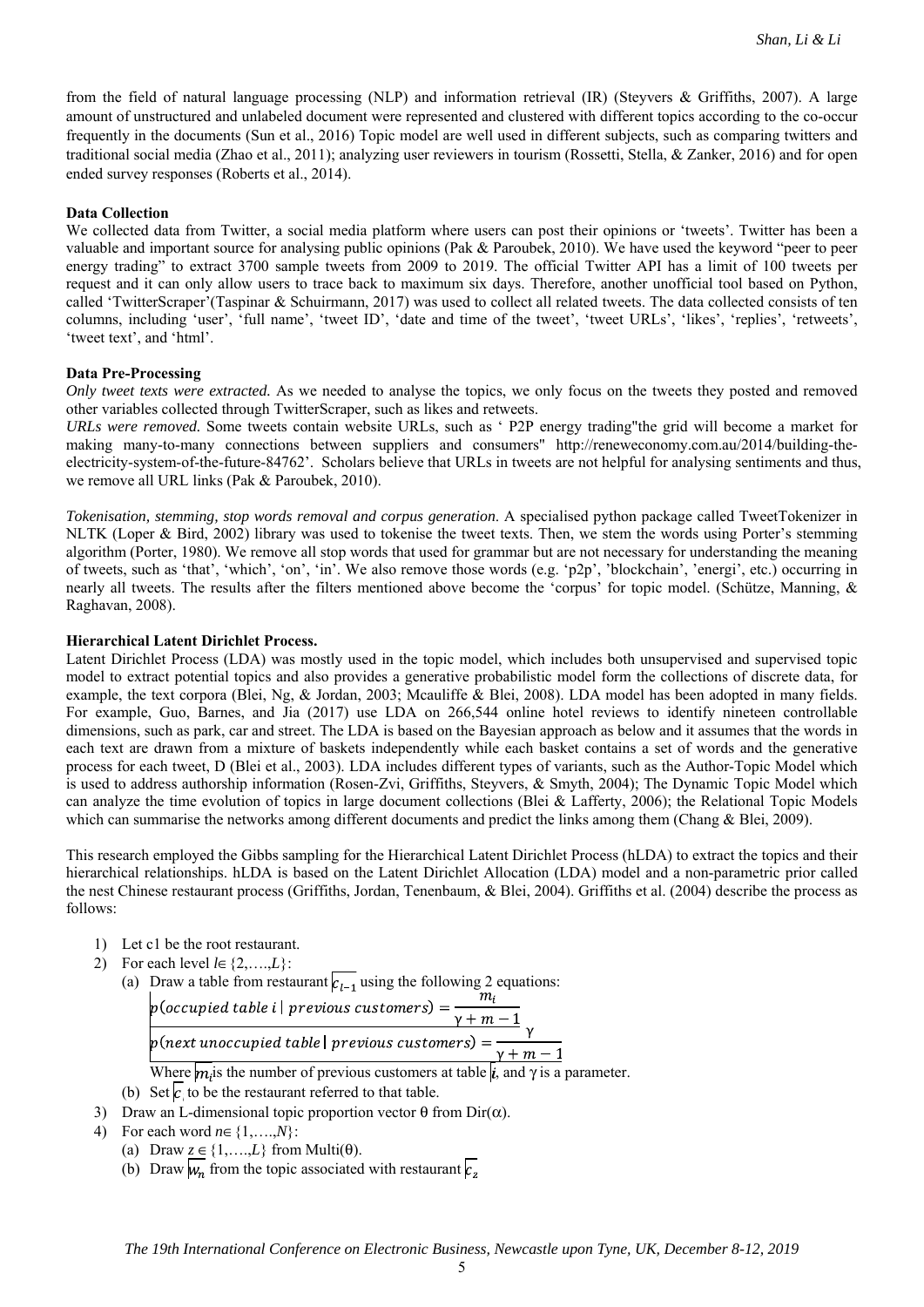from the field of natural language processing (NLP) and information retrieval (IR) (Steyvers & Griffiths, 2007). A large amount of unstructured and unlabeled document were represented and clustered with different topics according to the co-occur frequently in the documents (Sun et al., 2016) Topic model are well used in different subjects, such as comparing twitters and traditional social media (Zhao et al., 2011); analyzing user reviewers in tourism (Rossetti, Stella, & Zanker, 2016) and for open ended survey responses (Roberts et al., 2014).

**Data Collection**

We collected data from Twitter, a social media platform where users can post their opinions or 'tweets'. Twitter has been a valuable and important source for analysing public opinions (Pak & Paroubek, 2010). We have used the keyword "peer to peer energy trading" to extract 3700 sample tweets from 2009 to 2019. The official Twitter API has a limit of 100 tweets per request and it can only allow users to trace back to maximum six days. Therefore, another unofficial tool based on Python, called 'TwitterScraper'(Taspinar & Schuirmann, 2017) was used to collect all related tweets. The data collected consists of ten columns, including 'user', 'full name', 'tweet ID', 'date and time of the tweet', 'tweet URLs', 'likes', 'replies', 'retweets', 'tweet text', and 'html'.

**Data Pre-Processing**

*Only tweet texts were extracted.* As we needed to analyse the topics, we only focus on the tweets they posted and removed other variables collected through TwitterScraper, such as likes and retweets.

*URLs were removed.* Some tweets contain website URLs, such as ' P2P energy trading"the grid will become a market for making many-to-many connections between suppliers and consumers" http://reneweconomy.com.au/2014/building-the-electricity-system-of-the-future-84762'. Scholars believe that URLs in tweets are not helpful for analysing sentiments and thus, we remove all URL links (Pak & Paroubek, 2010).

*Tokenisation, stemming, stop words removal and corpus generation*. A specialised python package called TweetTokenizer in NLTK (Loper & Bird, 2002) library was used to tokenise the tweet texts. Then, we stem the words using Porter's stemming algorithm (Porter, 1980). We remove all stop words that used for grammar but are not necessary for understanding the meaning of tweets, such as 'that', 'which', 'on', 'in'. We also remove those words (e.g. 'p2p', 'blockchain', 'energi', etc.) occurring in nearly all tweets. The results after the filters mentioned above become the 'corpus' for topic model. (Schütze, Manning, & Raghavan, 2008).

**Hierarchical Latent Dirichlet Process.**

Latent Dirichlet Process (LDA) was mostly used in the topic model, which includes both unsupervised and supervised topic model to extract potential topics and also provides a generative probabilistic model form the collections of discrete data, for example, the text corpora (Blei, Ng, & Jordan, 2003; Mcauliffe & Blei, 2008). LDA model has been adopted in many fields. For example, Guo, Barnes, and Jia (2017) use LDA on 266,544 online hotel reviews to identify nineteen controllable dimensions, such as park, car and street. The LDA is based on the Bayesian approach as below and it assumes that the words in each text are drawn from a mixture of baskets independently while each basket contains a set of words and the generative process for each tweet, D (Blei et al., 2003). LDA includes different types of variants, such as the Author-Topic Model which is used to address authorship information (Rosen-Zvi, Griffiths, Steyvers, & Smyth, 2004); The Dynamic Topic Model which can analyze the time evolution of topics in large document collections (Blei & Lafferty, 2006); the Relational Topic Models which can summarise the networks among different documents and predict the links among them (Chang & Blei, 2009).

This research employed the Gibbs sampling for the Hierarchical Latent Dirichlet Process (hLDA) to extract the topics and their hierarchical relationships. hLDA is based on the Latent Dirichlet Allocation (LDA) model and a non-parametric prior called the nest Chinese restaurant process (Griffiths, Jordan, Tenenbaum, & Blei, 2004). Griffiths et al. (2004) describe the process as follows:

1) Let c1 be the root restaurant.
2) For each level $l \in \{2,\ldots,L\}$:
   (a) Draw a table from restaurant $c_{l-1}$ using the following 2 equations:
   $$p(\textit{occupied table } i \mid \textit{previous customers}) = \frac{m_i}{\gamma + m - 1}$$
   $$p(\textit{next unoccupied table} \mid \textit{previous customers}) = \frac{\gamma}{\gamma + m - 1}$$
   Where $m_i$ is the number of previous customers at table $i$, and $\gamma$ is a parameter.
   (b) Set $c_l$ to be the restaurant referred to that table.
3) Draw an L-dimensional topic proportion vector $\theta$ from $\mathrm{Dir}(\alpha)$.
4) For each word $n \in \{1,\ldots,N\}$:
   (a) Draw $z \in \{1,\ldots,L\}$ from $\mathrm{Multi}(\theta)$.
   (b) Draw $w_n$ from the topic associated with restaurant $c_z$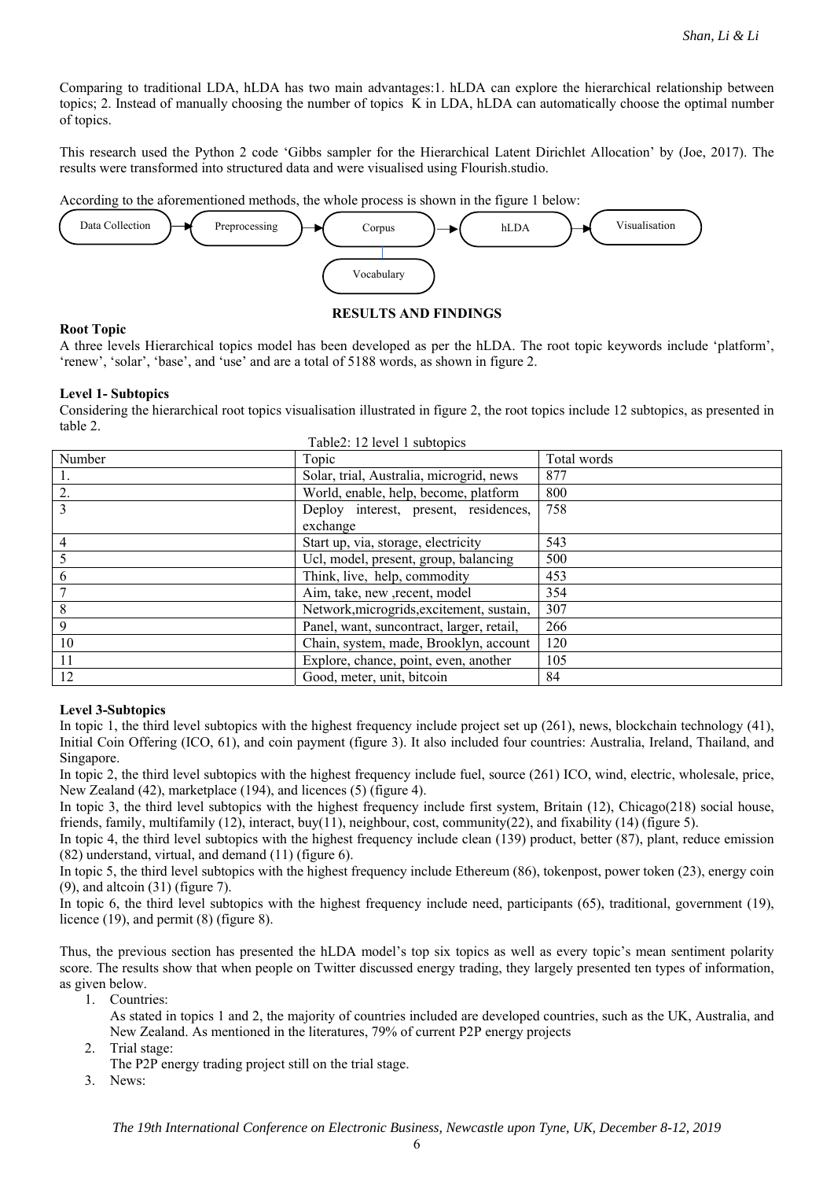Comparing to traditional LDA, hLDA has two main advantages:1. hLDA can explore the hierarchical relationship between topics; 2. Instead of manually choosing the number of topics K in LDA, hLDA can automatically choose the optimal number of topics.

This research used the Python 2 code 'Gibbs sampler for the Hierarchical Latent Dirichlet Allocation' by (Joe, 2017). The results were transformed into structured data and were visualised using Flourish.studio.

According to the aforementioned methods, the whole process is shown in the figure 1 below:

Data Collection → Preprocessing → Corpus → hLDA → Visualisation

Vocabulary

## RESULTS AND FINDINGS

**Root Topic**

A three levels Hierarchical topics model has been developed as per the hLDA. The root topic keywords include 'platform', 'renew', 'solar', 'base', and 'use' and are a total of 5188 words, as shown in figure 2.

**Level 1- Subtopics**

Considering the hierarchical root topics visualisation illustrated in figure 2, the root topics include 12 subtopics, as presented in table 2.

Table2: 12 level 1 subtopics

| Number | Topic | Total words |
|---|---|---|
| 1. | Solar, trial, Australia, microgrid, news | 877 |
| 2. | World, enable, help, become, platform | 800 |
| 3 | Deploy interest, present, residences, exchange | 758 |
| 4 | Start up, via, storage, electricity | 543 |
| 5 | Ucl, model, present, group, balancing | 500 |
| 6 | Think, live, help, commodity | 453 |
| 7 | Aim, take, new ,recent, model | 354 |
| 8 | Network,microgrids,excitement, sustain, | 307 |
| 9 | Panel, want, suncontract, larger, retail, | 266 |
| 10 | Chain, system, made, Brooklyn, account | 120 |
| 11 | Explore, chance, point, even, another | 105 |
| 12 | Good, meter, unit, bitcoin | 84 |

**Level 3-Subtopics**

In topic 1, the third level subtopics with the highest frequency include project set up (261), news, blockchain technology (41), Initial Coin Offering (ICO, 61), and coin payment (figure 3). It also included four countries: Australia, Ireland, Thailand, and Singapore.

In topic 2, the third level subtopics with the highest frequency include fuel, source (261) ICO, wind, electric, wholesale, price, New Zealand (42), marketplace (194), and licences (5) (figure 4).

In topic 3, the third level subtopics with the highest frequency include first system, Britain (12), Chicago(218) social house, friends, family, multifamily (12), interact, buy(11), neighbour, cost, community(22), and fixability (14) (figure 5).

In topic 4, the third level subtopics with the highest frequency include clean (139) product, better (87), plant, reduce emission (82) understand, virtual, and demand (11) (figure 6).

In topic 5, the third level subtopics with the highest frequency include Ethereum (86), tokenpost, power token (23), energy coin (9), and altcoin (31) (figure 7).

In topic 6, the third level subtopics with the highest frequency include need, participants (65), traditional, government (19), licence (19), and permit (8) (figure 8).

Thus, the previous section has presented the hLDA model's top six topics as well as every topic's mean sentiment polarity score. The results show that when people on Twitter discussed energy trading, they largely presented ten types of information, as given below.

1. Countries:
   As stated in topics 1 and 2, the majority of countries included are developed countries, such as the UK, Australia, and New Zealand. As mentioned in the literatures, 79% of current P2P energy projects
2. Trial stage:
   The P2P energy trading project still on the trial stage.
3. News: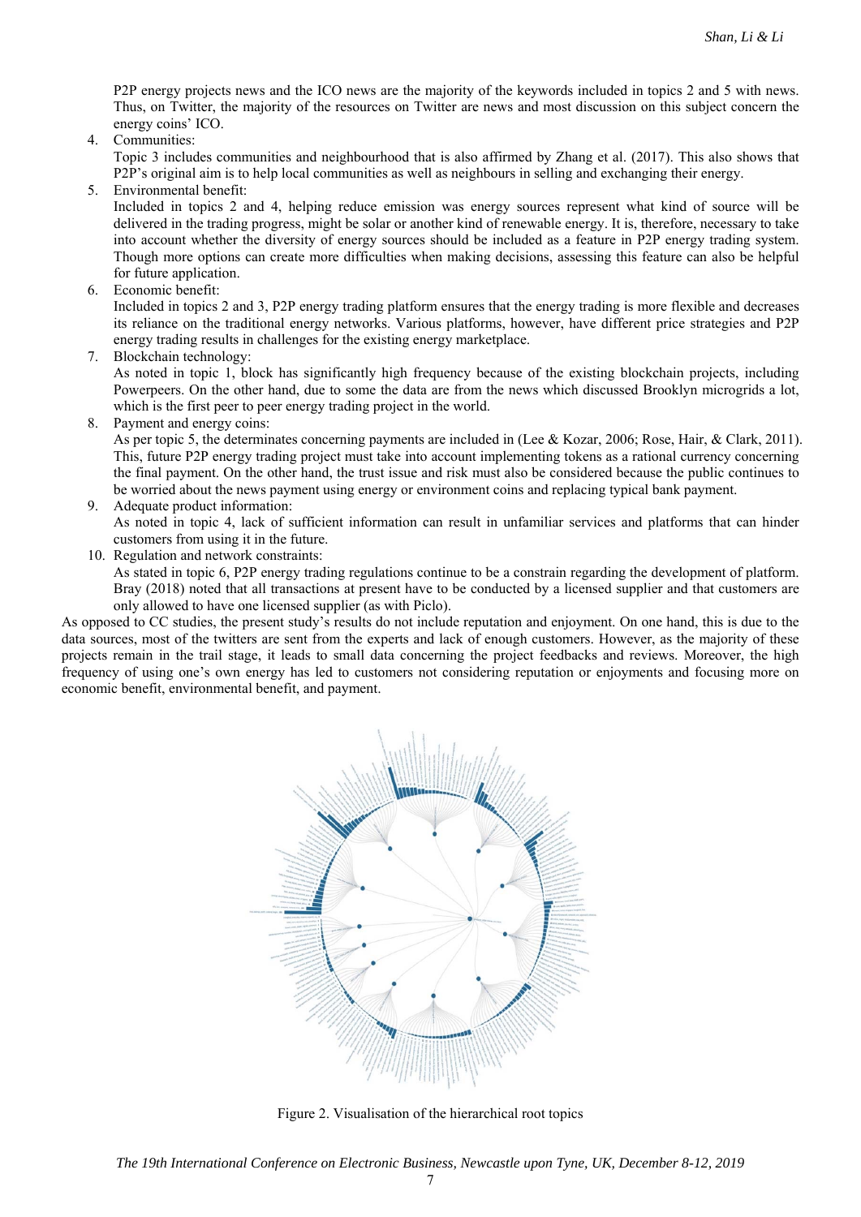P2P energy projects news and the ICO news are the majority of the keywords included in topics 2 and 5 with news. Thus, on Twitter, the majority of the resources on Twitter are news and most discussion on this subject concern the energy coins' ICO.

4. Communities:
   Topic 3 includes communities and neighbourhood that is also affirmed by Zhang et al. (2017). This also shows that P2P's original aim is to help local communities as well as neighbours in selling and exchanging their energy.
5. Environmental benefit:
   Included in topics 2 and 4, helping reduce emission was energy sources represent what kind of source will be delivered in the trading progress, might be solar or another kind of renewable energy. It is, therefore, necessary to take into account whether the diversity of energy sources should be included as a feature in P2P energy trading system. Though more options can create more difficulties when making decisions, assessing this feature can also be helpful for future application.
6. Economic benefit:
   Included in topics 2 and 3, P2P energy trading platform ensures that the energy trading is more flexible and decreases its reliance on the traditional energy networks. Various platforms, however, have different price strategies and P2P energy trading results in challenges for the existing energy marketplace.
7. Blockchain technology:
   As noted in topic 1, block has significantly high frequency because of the existing blockchain projects, including Powerpeers. On the other hand, due to some the data are from the news which discussed Brooklyn microgrids a lot, which is the first peer to peer energy trading project in the world.
8. Payment and energy coins:
   As per topic 5, the determinates concerning payments are included in (Lee & Kozar, 2006; Rose, Hair, & Clark, 2011). This, future P2P energy trading project must take into account implementing tokens as a rational currency concerning the final payment. On the other hand, the trust issue and risk must also be considered because the public continues to be worried about the news payment using energy or environment coins and replacing typical bank payment.
9. Adequate product information:
   As noted in topic 4, lack of sufficient information can result in unfamiliar services and platforms that can hinder customers from using it in the future.
10. Regulation and network constraints:
    As stated in topic 6, P2P energy trading regulations continue to be a constrain regarding the development of platform. Bray (2018) noted that all transactions at present have to be conducted by a licensed supplier and that customers are only allowed to have one licensed supplier (as with Piclo).

As opposed to CC studies, the present study's results do not include reputation and enjoyment. On one hand, this is due to the data sources, most of the twitters are sent from the experts and lack of enough customers. However, as the majority of these projects remain in the trail stage, it leads to small data concerning the project feedbacks and reviews. Moreover, the high frequency of using one's own energy has led to customers not considering reputation or enjoyments and focusing more on economic benefit, environmental benefit, and payment.

Figure 2. Visualisation of the hierarchical root topics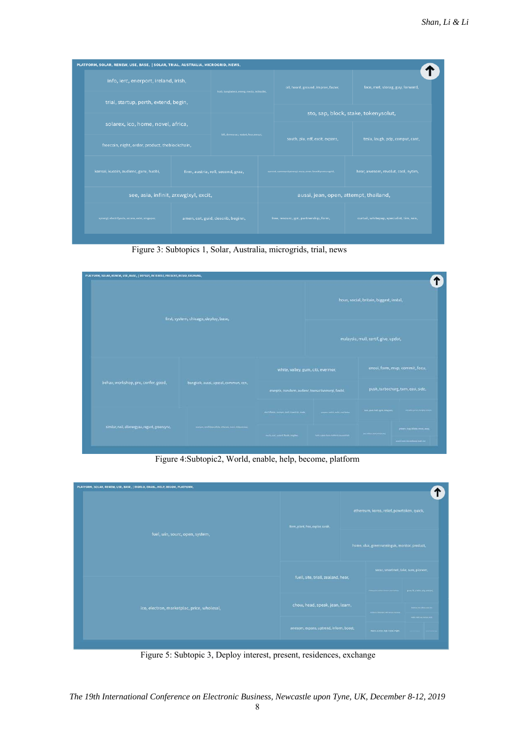Figure 3: Subtopics 1, Solar, Australia, microgrids, trial, news

Figure 4:Subtopic2, World, enable, help, become, platform

Figure 5: Subtopic 3, Deploy interest, present, residences, exchange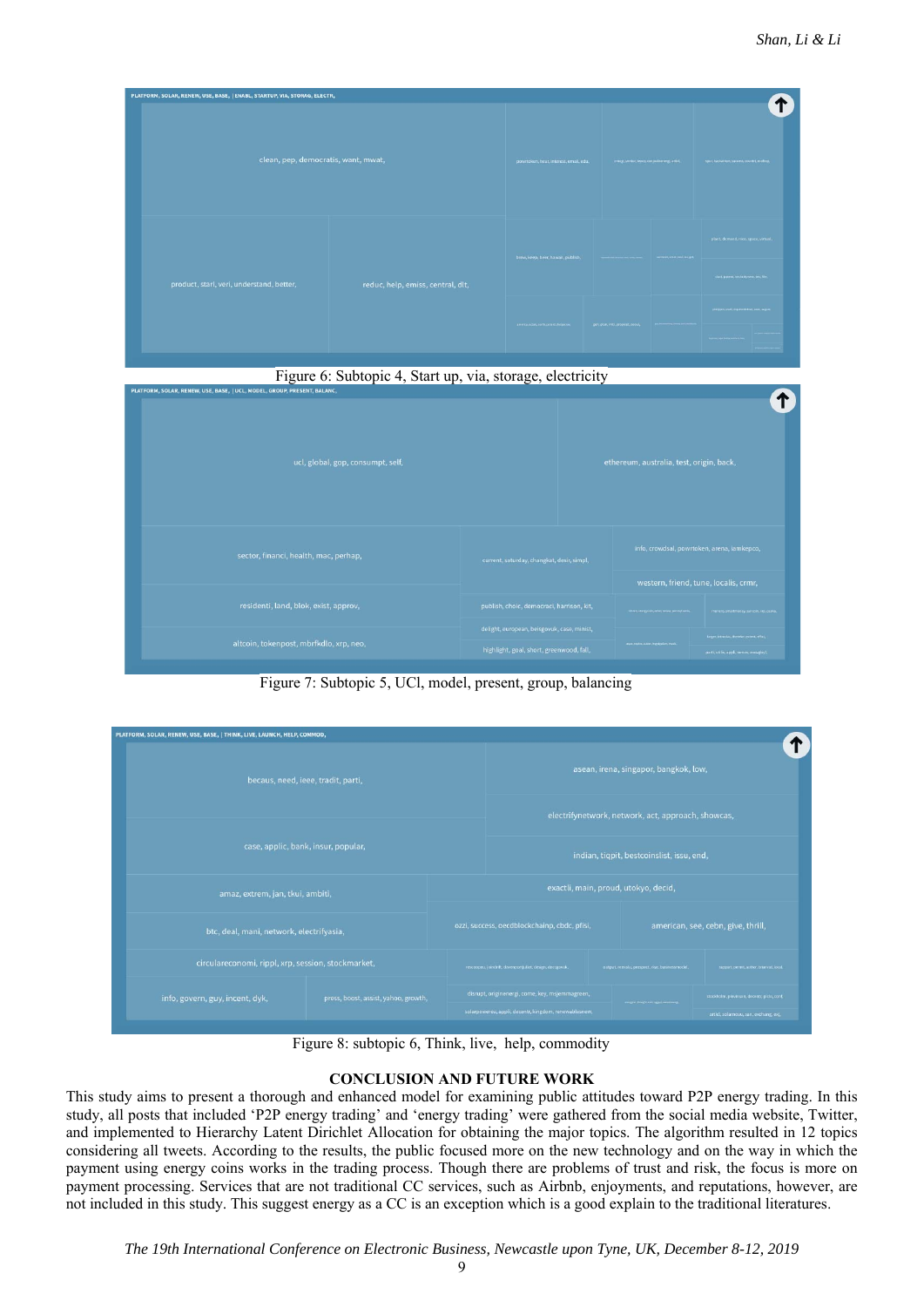Figure 6: Subtopic 4, Start up, via, storage, electricity

Figure 7: Subtopic 5, UCl, model, present, group, balancing

Figure 8: subtopic 6, Think, live, help, commodity

## CONCLUSION AND FUTURE WORK

This study aims to present a thorough and enhanced model for examining public attitudes toward P2P energy trading. In this study, all posts that included 'P2P energy trading' and 'energy trading' were gathered from the social media website, Twitter, and implemented to Hierarchy Latent Dirichlet Allocation for obtaining the major topics. The algorithm resulted in 12 topics considering all tweets. According to the results, the public focused more on the new technology and on the way in which the payment using energy coins works in the trading process. Though there are problems of trust and risk, the focus is more on payment processing. Services that are not traditional CC services, such as Airbnb, enjoyments, and reputations, however, are not included in this study. This suggest energy as a CC is an exception which is a good explain to the traditional literatures.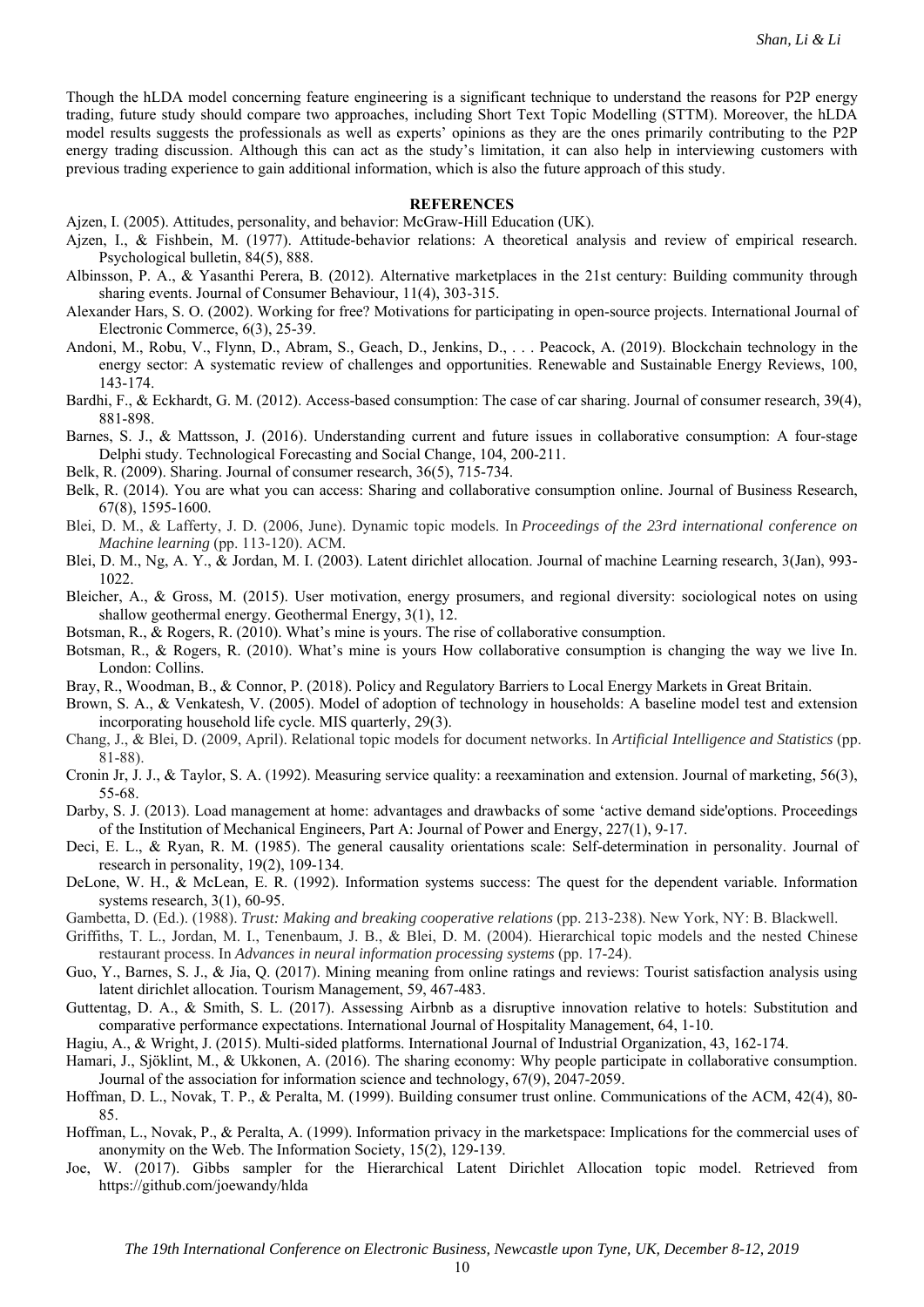Though the hLDA model concerning feature engineering is a significant technique to understand the reasons for P2P energy trading, future study should compare two approaches, including Short Text Topic Modelling (STTM). Moreover, the hLDA model results suggests the professionals as well as experts' opinions as they are the ones primarily contributing to the P2P energy trading discussion. Although this can act as the study's limitation, it can also help in interviewing customers with previous trading experience to gain additional information, which is also the future approach of this study.

## REFERENCES

Ajzen, I. (2005). Attitudes, personality, and behavior: McGraw-Hill Education (UK).

Ajzen, I., & Fishbein, M. (1977). Attitude-behavior relations: A theoretical analysis and review of empirical research. Psychological bulletin, 84(5), 888.

Albinsson, P. A., & Yasanthi Perera, B. (2012). Alternative marketplaces in the 21st century: Building community through sharing events. Journal of Consumer Behaviour, 11(4), 303-315.

Alexander Hars, S. O. (2002). Working for free? Motivations for participating in open-source projects. International Journal of Electronic Commerce, 6(3), 25-39.

Andoni, M., Robu, V., Flynn, D., Abram, S., Geach, D., Jenkins, D., . . . Peacock, A. (2019). Blockchain technology in the energy sector: A systematic review of challenges and opportunities. Renewable and Sustainable Energy Reviews, 100, 143-174.

Bardhi, F., & Eckhardt, G. M. (2012). Access-based consumption: The case of car sharing. Journal of consumer research, 39(4), 881-898.

Barnes, S. J., & Mattsson, J. (2016). Understanding current and future issues in collaborative consumption: A four-stage Delphi study. Technological Forecasting and Social Change, 104, 200-211.

Belk, R. (2009). Sharing. Journal of consumer research, 36(5), 715-734.

Belk, R. (2014). You are what you can access: Sharing and collaborative consumption online. Journal of Business Research, 67(8), 1595-1600.

Blei, D. M., & Lafferty, J. D. (2006, June). Dynamic topic models. In *Proceedings of the 23rd international conference on Machine learning* (pp. 113-120). ACM.

Blei, D. M., Ng, A. Y., & Jordan, M. I. (2003). Latent dirichlet allocation. Journal of machine Learning research, 3(Jan), 993-1022.

Bleicher, A., & Gross, M. (2015). User motivation, energy prosumers, and regional diversity: sociological notes on using shallow geothermal energy. Geothermal Energy, 3(1), 12.

Botsman, R., & Rogers, R. (2010). What's mine is yours. The rise of collaborative consumption.

Botsman, R., & Rogers, R. (2010). What's mine is yours How collaborative consumption is changing the way we live In. London: Collins.

Bray, R., Woodman, B., & Connor, P. (2018). Policy and Regulatory Barriers to Local Energy Markets in Great Britain.

Brown, S. A., & Venkatesh, V. (2005). Model of adoption of technology in households: A baseline model test and extension incorporating household life cycle. MIS quarterly, 29(3).

Chang, J., & Blei, D. (2009, April). Relational topic models for document networks. In *Artificial Intelligence and Statistics* (pp. 81-88).

Cronin Jr, J. J., & Taylor, S. A. (1992). Measuring service quality: a reexamination and extension. Journal of marketing, 56(3), 55-68.

Darby, S. J. (2013). Load management at home: advantages and drawbacks of some 'active demand side'options. Proceedings of the Institution of Mechanical Engineers, Part A: Journal of Power and Energy, 227(1), 9-17.

Deci, E. L., & Ryan, R. M. (1985). The general causality orientations scale: Self-determination in personality. Journal of research in personality, 19(2), 109-134.

DeLone, W. H., & McLean, E. R. (1992). Information systems success: The quest for the dependent variable. Information systems research, 3(1), 60-95.

Gambetta, D. (Ed.). (1988). *Trust: Making and breaking cooperative relations* (pp. 213-238). New York, NY: B. Blackwell.

Griffiths, T. L., Jordan, M. I., Tenenbaum, J. B., & Blei, D. M. (2004). Hierarchical topic models and the nested Chinese restaurant process. In *Advances in neural information processing systems* (pp. 17-24).

Guo, Y., Barnes, S. J., & Jia, Q. (2017). Mining meaning from online ratings and reviews: Tourist satisfaction analysis using latent dirichlet allocation. Tourism Management, 59, 467-483.

Guttentag, D. A., & Smith, S. L. (2017). Assessing Airbnb as a disruptive innovation relative to hotels: Substitution and comparative performance expectations. International Journal of Hospitality Management, 64, 1-10.

Hagiu, A., & Wright, J. (2015). Multi-sided platforms. International Journal of Industrial Organization, 43, 162-174.

Hamari, J., Sjöklint, M., & Ukkonen, A. (2016). The sharing economy: Why people participate in collaborative consumption. Journal of the association for information science and technology, 67(9), 2047-2059.

Hoffman, D. L., Novak, T. P., & Peralta, M. (1999). Building consumer trust online. Communications of the ACM, 42(4), 80-85.

Hoffman, L., Novak, P., & Peralta, A. (1999). Information privacy in the marketspace: Implications for the commercial uses of anonymity on the Web. The Information Society, 15(2), 129-139.

Joe, W. (2017). Gibbs sampler for the Hierarchical Latent Dirichlet Allocation topic model. Retrieved from https://github.com/joewandy/hlda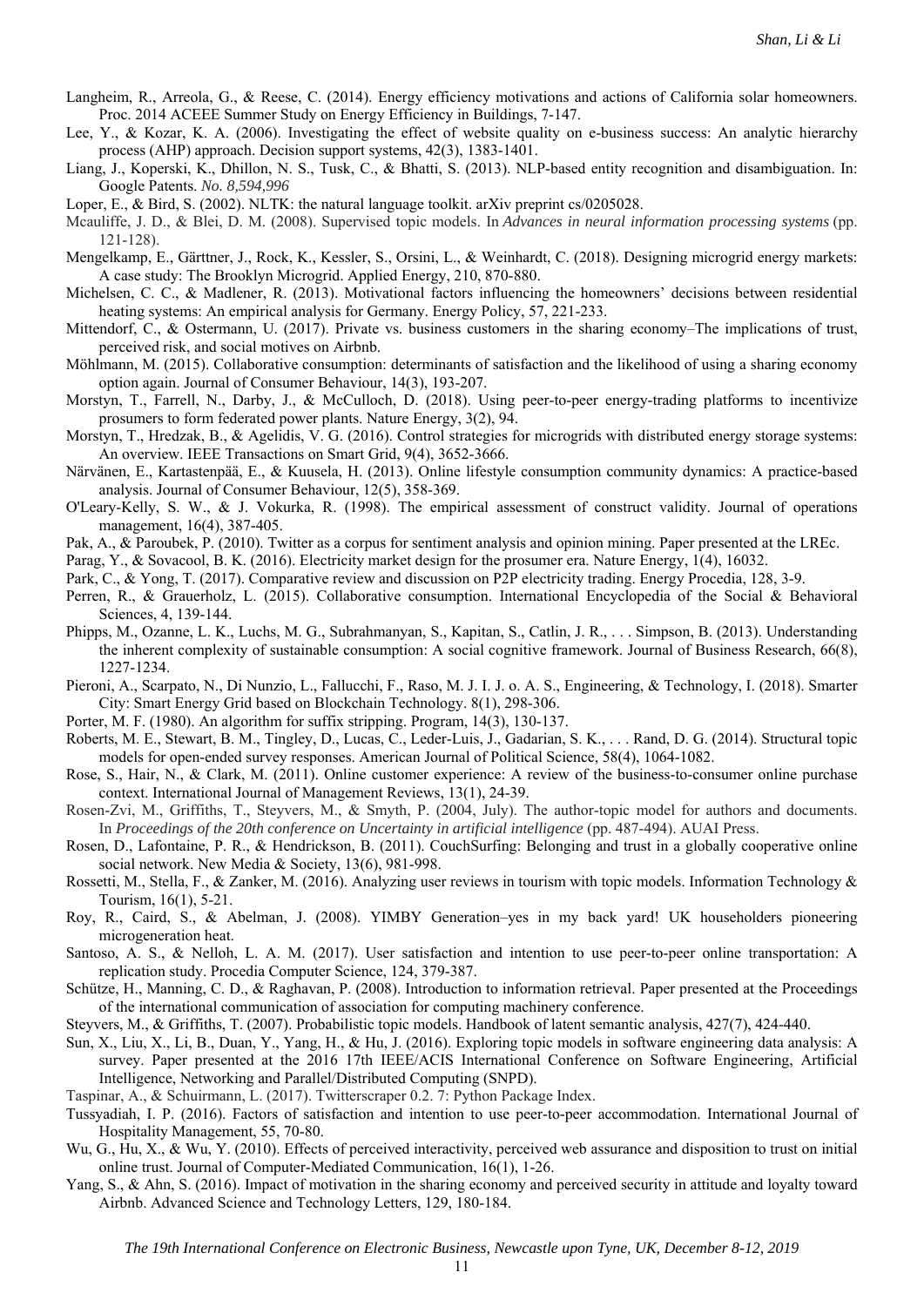Langheim, R., Arreola, G., & Reese, C. (2014). Energy efficiency motivations and actions of California solar homeowners. Proc. 2014 ACEEE Summer Study on Energy Efficiency in Buildings, 7-147.

Lee, Y., & Kozar, K. A. (2006). Investigating the effect of website quality on e-business success: An analytic hierarchy process (AHP) approach. Decision support systems, 42(3), 1383-1401.

Liang, J., Koperski, K., Dhillon, N. S., Tusk, C., & Bhatti, S. (2013). NLP-based entity recognition and disambiguation. In: Google Patents. *No. 8,594,996*

Loper, E., & Bird, S. (2002). NLTK: the natural language toolkit. arXiv preprint cs/0205028.

Mcauliffe, J. D., & Blei, D. M. (2008). Supervised topic models. In *Advances in neural information processing systems* (pp. 121-128).

Mengelkamp, E., Gärttner, J., Rock, K., Kessler, S., Orsini, L., & Weinhardt, C. (2018). Designing microgrid energy markets: A case study: The Brooklyn Microgrid. Applied Energy, 210, 870-880.

Michelsen, C. C., & Madlener, R. (2013). Motivational factors influencing the homeowners' decisions between residential heating systems: An empirical analysis for Germany. Energy Policy, 57, 221-233.

Mittendorf, C., & Ostermann, U. (2017). Private vs. business customers in the sharing economy–The implications of trust, perceived risk, and social motives on Airbnb.

Möhlmann, M. (2015). Collaborative consumption: determinants of satisfaction and the likelihood of using a sharing economy option again. Journal of Consumer Behaviour, 14(3), 193-207.

Morstyn, T., Farrell, N., Darby, J., & McCulloch, D. (2018). Using peer-to-peer energy-trading platforms to incentivize prosumers to form federated power plants. Nature Energy, 3(2), 94.

Morstyn, T., Hredzak, B., & Agelidis, V. G. (2016). Control strategies for microgrids with distributed energy storage systems: An overview. IEEE Transactions on Smart Grid, 9(4), 3652-3666.

Närvänen, E., Kartastenpää, E., & Kuusela, H. (2013). Online lifestyle consumption community dynamics: A practice-based analysis. Journal of Consumer Behaviour, 12(5), 358-369.

O'Leary-Kelly, S. W., & J. Vokurka, R. (1998). The empirical assessment of construct validity. Journal of operations management, 16(4), 387-405.

Pak, A., & Paroubek, P. (2010). Twitter as a corpus for sentiment analysis and opinion mining. Paper presented at the LREc.

Parag, Y., & Sovacool, B. K. (2016). Electricity market design for the prosumer era. Nature Energy, 1(4), 16032.

Park, C., & Yong, T. (2017). Comparative review and discussion on P2P electricity trading. Energy Procedia, 128, 3-9.

Perren, R., & Grauerholz, L. (2015). Collaborative consumption. International Encyclopedia of the Social & Behavioral Sciences, 4, 139-144.

Phipps, M., Ozanne, L. K., Luchs, M. G., Subrahmanyan, S., Kapitan, S., Catlin, J. R., . . . Simpson, B. (2013). Understanding the inherent complexity of sustainable consumption: A social cognitive framework. Journal of Business Research, 66(8), 1227-1234.

Pieroni, A., Scarpato, N., Di Nunzio, L., Fallucchi, F., Raso, M. J. I. J. o. A. S., Engineering, & Technology, I. (2018). Smarter City: Smart Energy Grid based on Blockchain Technology. 8(1), 298-306.

Porter, M. F. (1980). An algorithm for suffix stripping. Program, 14(3), 130-137.

Roberts, M. E., Stewart, B. M., Tingley, D., Lucas, C., Leder-Luis, J., Gadarian, S. K., . . . Rand, D. G. (2014). Structural topic models for open-ended survey responses. American Journal of Political Science, 58(4), 1064-1082.

Rose, S., Hair, N., & Clark, M. (2011). Online customer experience: A review of the business-to-consumer online purchase context. International Journal of Management Reviews, 13(1), 24-39.

Rosen-Zvi, M., Griffiths, T., Steyvers, M., & Smyth, P. (2004, July). The author-topic model for authors and documents. In *Proceedings of the 20th conference on Uncertainty in artificial intelligence* (pp. 487-494). AUAI Press.

Rosen, D., Lafontaine, P. R., & Hendrickson, B. (2011). CouchSurfing: Belonging and trust in a globally cooperative online social network. New Media & Society, 13(6), 981-998.

Rossetti, M., Stella, F., & Zanker, M. (2016). Analyzing user reviews in tourism with topic models. Information Technology & Tourism, 16(1), 5-21.

Roy, R., Caird, S., & Abelman, J. (2008). YIMBY Generation–yes in my back yard! UK householders pioneering microgeneration heat.

Santoso, A. S., & Nelloh, L. A. M. (2017). User satisfaction and intention to use peer-to-peer online transportation: A replication study. Procedia Computer Science, 124, 379-387.

Schütze, H., Manning, C. D., & Raghavan, P. (2008). Introduction to information retrieval. Paper presented at the Proceedings of the international communication of association for computing machinery conference.

Steyvers, M., & Griffiths, T. (2007). Probabilistic topic models. Handbook of latent semantic analysis, 427(7), 424-440.

Sun, X., Liu, X., Li, B., Duan, Y., Yang, H., & Hu, J. (2016). Exploring topic models in software engineering data analysis: A survey. Paper presented at the 2016 17th IEEE/ACIS International Conference on Software Engineering, Artificial Intelligence, Networking and Parallel/Distributed Computing (SNPD).

Taspinar, A., & Schuirmann, L. (2017). Twitterscraper 0.2. 7: Python Package Index.

Tussyadiah, I. P. (2016). Factors of satisfaction and intention to use peer-to-peer accommodation. International Journal of Hospitality Management, 55, 70-80.

Wu, G., Hu, X., & Wu, Y. (2010). Effects of perceived interactivity, perceived web assurance and disposition to trust on initial online trust. Journal of Computer-Mediated Communication, 16(1), 1-26.

Yang, S., & Ahn, S. (2016). Impact of motivation in the sharing economy and perceived security in attitude and loyalty toward Airbnb. Advanced Science and Technology Letters, 129, 180-184.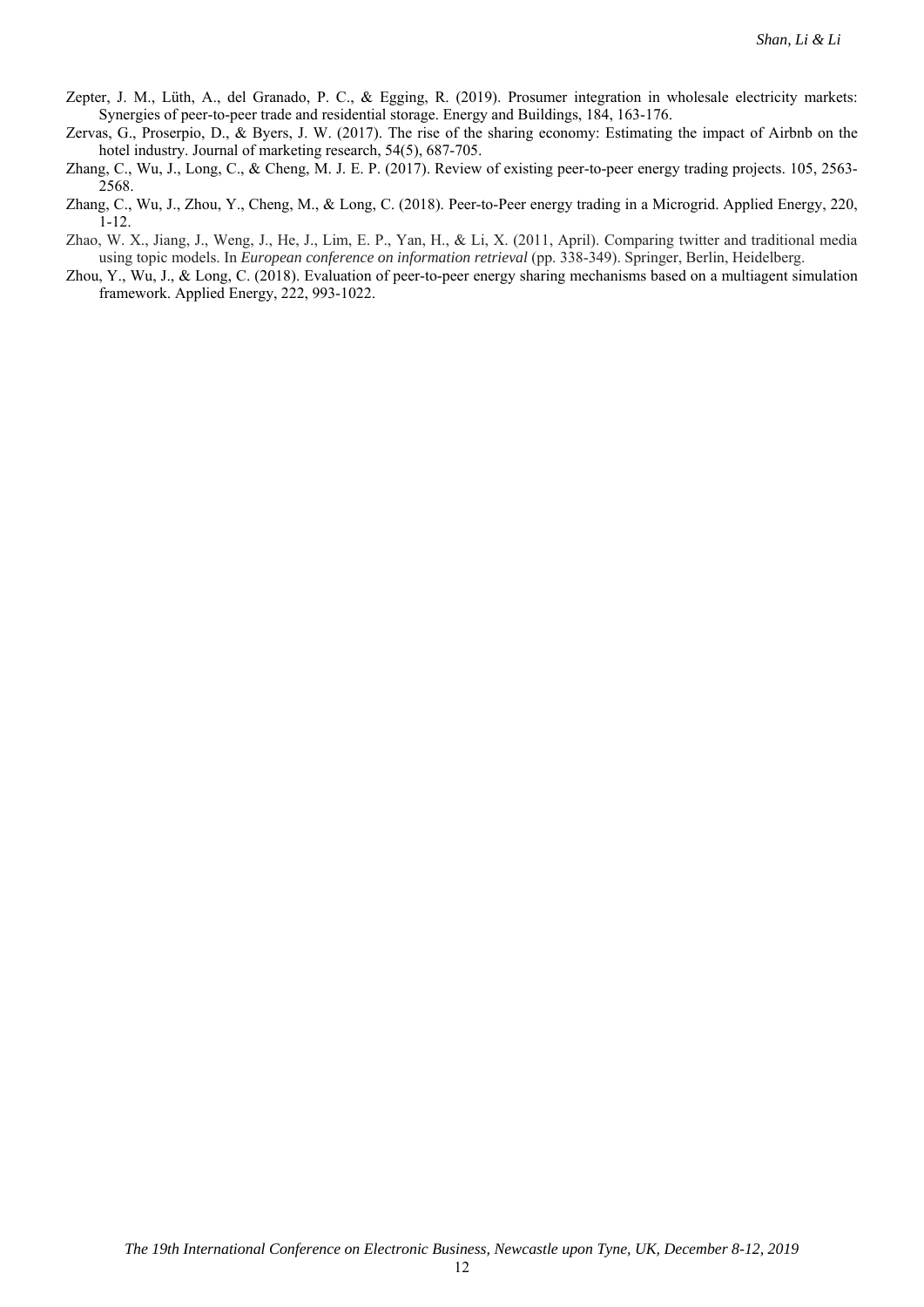Zepter, J. M., Lüth, A., del Granado, P. C., & Egging, R. (2019). Prosumer integration in wholesale electricity markets: Synergies of peer-to-peer trade and residential storage. Energy and Buildings, 184, 163-176.

Zervas, G., Proserpio, D., & Byers, J. W. (2017). The rise of the sharing economy: Estimating the impact of Airbnb on the hotel industry. Journal of marketing research, 54(5), 687-705.

Zhang, C., Wu, J., Long, C., & Cheng, M. J. E. P. (2017). Review of existing peer-to-peer energy trading projects. 105, 2563-2568.

Zhang, C., Wu, J., Zhou, Y., Cheng, M., & Long, C. (2018). Peer-to-Peer energy trading in a Microgrid. Applied Energy, 220, 1-12.

Zhao, W. X., Jiang, J., Weng, J., He, J., Lim, E. P., Yan, H., & Li, X. (2011, April). Comparing twitter and traditional media using topic models. In *European conference on information retrieval* (pp. 338-349). Springer, Berlin, Heidelberg.

Zhou, Y., Wu, J., & Long, C. (2018). Evaluation of peer-to-peer energy sharing mechanisms based on a multiagent simulation framework. Applied Energy, 222, 993-1022.